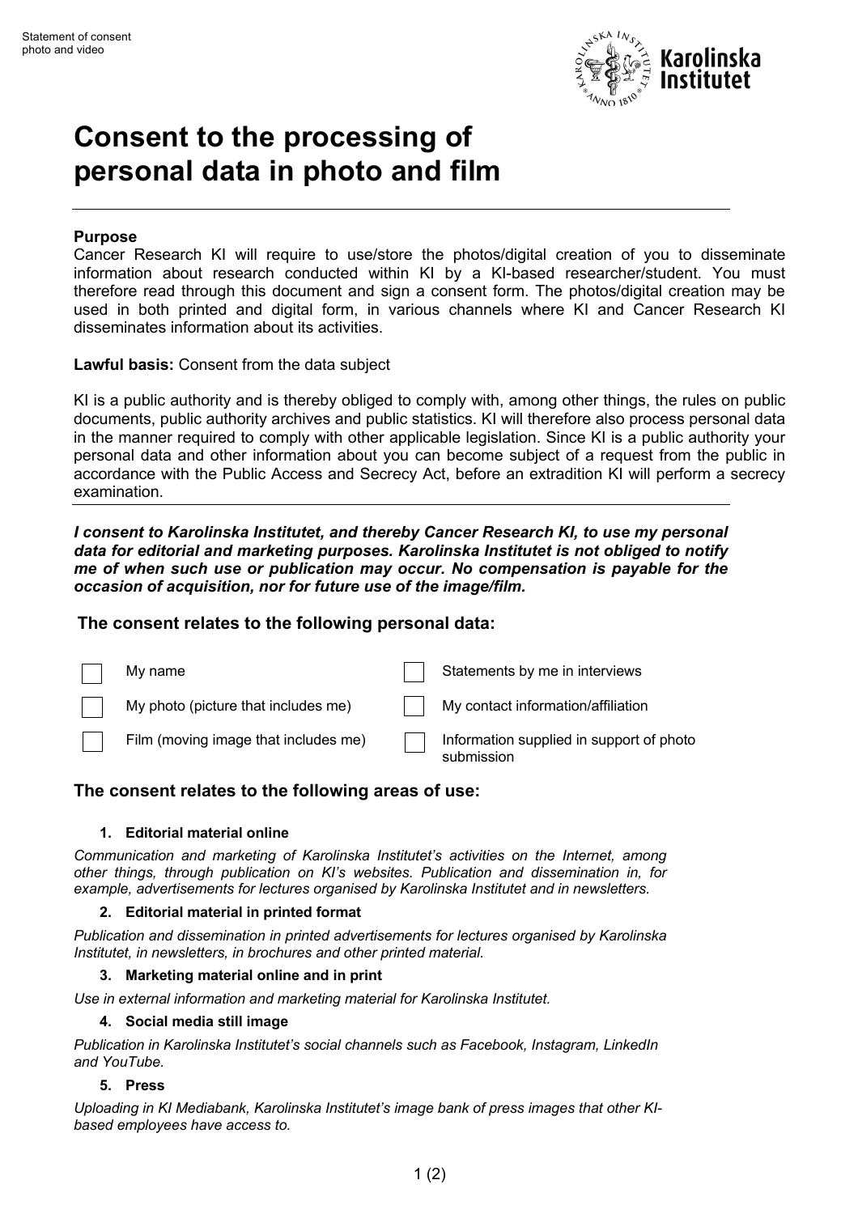# Consent to the processing of personal data in photo and film

---

**Purpose**
Cancer Research KI will require to use/store the photos/digital creation of you to disseminate information about research conducted within KI by a KI-based researcher/student. You must therefore read through this document and sign a consent form. The photos/digital creation may be used in both printed and digital form, in various channels where KI and Cancer Research KI disseminates information about its activities.

**Lawful basis:** Consent from the data subject

KI is a public authority and is thereby obliged to comply with, among other things, the rules on public documents, public authority archives and public statistics. KI will therefore also process personal data in the manner required to comply with other applicable legislation. Since KI is a public authority your personal data and other information about you can become subject of a request from the public in accordance with the Public Access and Secrecy Act, before an extradition KI will perform a secrecy examination.

---

***I consent to Karolinska Institutet, and thereby Cancer Research KI, to use my personal data for editorial and marketing purposes. Karolinska Institutet is not obliged to notify me of when such use or publication may occur. No compensation is payable for the occasion of acquisition, nor for future use of the image/film.***

### The consent relates to the following personal data:

- [ ] My name
- [ ] My photo (picture that includes me)
- [ ] Film (moving image that includes me)
- [ ] Statements by me in interviews
- [ ] My contact information/affiliation
- [ ] Information supplied in support of photo submission

### The consent relates to the following areas of use:

1. **Editorial material online**

*Communication and marketing of Karolinska Institutet's activities on the Internet, among other things, through publication on KI's websites. Publication and dissemination in, for example, advertisements for lectures organised by Karolinska Institutet and in newsletters.*

2. **Editorial material in printed format**

*Publication and dissemination in printed advertisements for lectures organised by Karolinska Institutet, in newsletters, in brochures and other printed material.*

3. **Marketing material online and in print**

*Use in external information and marketing material for Karolinska Institutet.*

4. **Social media still image**

*Publication in Karolinska Institutet's social channels such as Facebook, Instagram, LinkedIn and YouTube.*

5. **Press**

*Uploading in KI Mediabank, Karolinska Institutet's image bank of press images that other KI-based employees have access to.*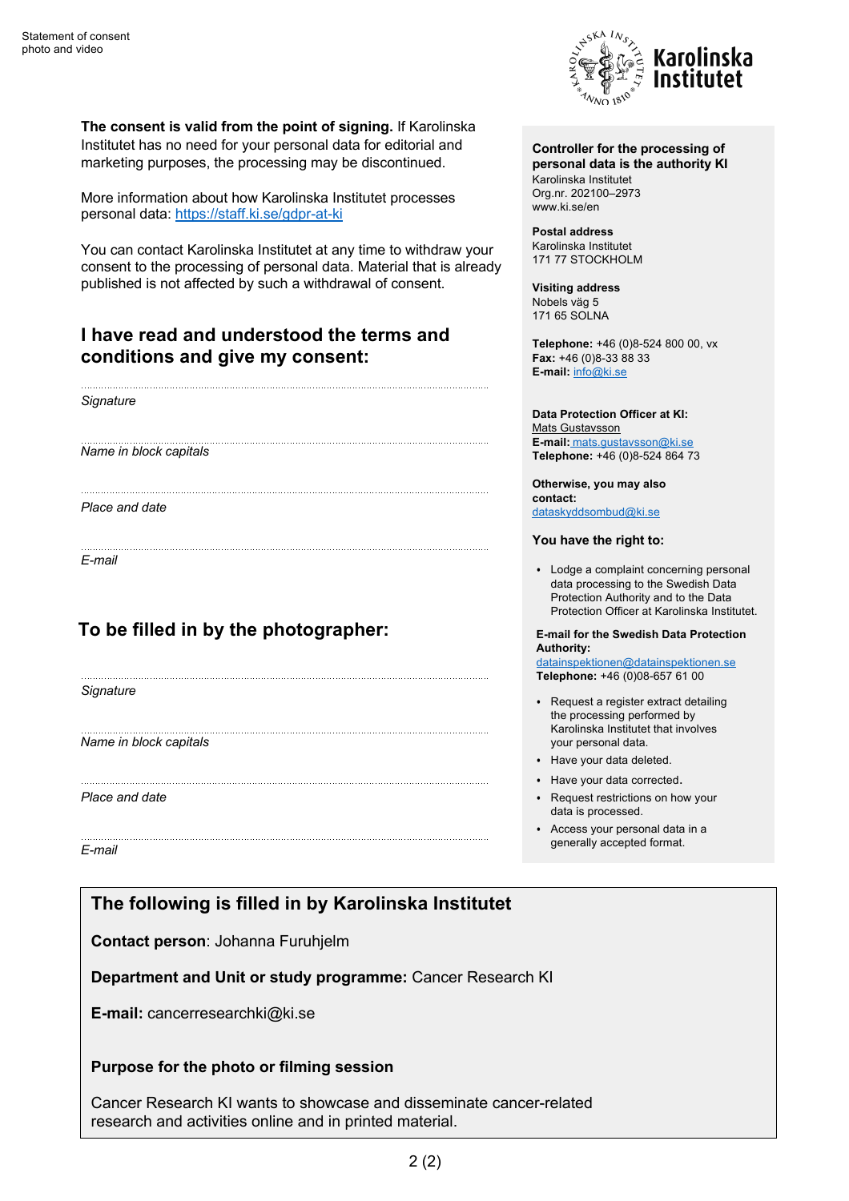**The consent is valid from the point of signing.** If Karolinska Institutet has no need for your personal data for editorial and marketing purposes, the processing may be discontinued.

More information about how Karolinska Institutet processes personal data: https://staff.ki.se/gdpr-at-ki

You can contact Karolinska Institutet at any time to withdraw your consent to the processing of personal data. Material that is already published is not affected by such a withdrawal of consent.

## I have read and understood the terms and conditions and give my consent:

........................................................................

*Signature*

........................................................................

*Name in block capitals*

........................................................................

*Place and date*

........................................................................

*E-mail*

## To be filled in by the photographer:

........................................................................

*Signature*

........................................................................

*Name in block capitals*

........................................................................

*Place and date*

........................................................................

*E-mail*

**Controller for the processing of personal data is the authority KI**
Karolinska Institutet
Org.nr. 202100–2973
www.ki.se/en

**Postal address**
Karolinska Institutet
171 77 STOCKHOLM

**Visiting address**
Nobels väg 5
171 65 SOLNA

**Telephone:** +46 (0)8-524 800 00, vx
**Fax:** +46 (0)8-33 88 33
**E-mail:** info@ki.se

**Data Protection Officer at KI:**
Mats Gustavsson
**E-mail:** mats.gustavsson@ki.se
**Telephone:** +46 (0)8-524 864 73

**Otherwise, you may also contact:**
dataskyddsombud@ki.se

**You have the right to:**

- Lodge a complaint concerning personal data processing to the Swedish Data Protection Authority and to the Data Protection Officer at Karolinska Institutet.

**E-mail for the Swedish Data Protection Authority:**
datainspektionen@datainspektionen.se
**Telephone:** +46 (0)08-657 61 00

- Request a register extract detailing the processing performed by Karolinska Institutet that involves your personal data.
- Have your data deleted.
- Have your data corrected.
- Request restrictions on how your data is processed.
- Access your personal data in a generally accepted format.

## The following is filled in by Karolinska Institutet

**Contact person**: Johanna Furuhjelm

**Department and Unit or study programme:** Cancer Research KI

**E-mail:** cancerresearchki@ki.se

**Purpose for the photo or filming session**

Cancer Research KI wants to showcase and disseminate cancer-related research and activities online and in printed material.